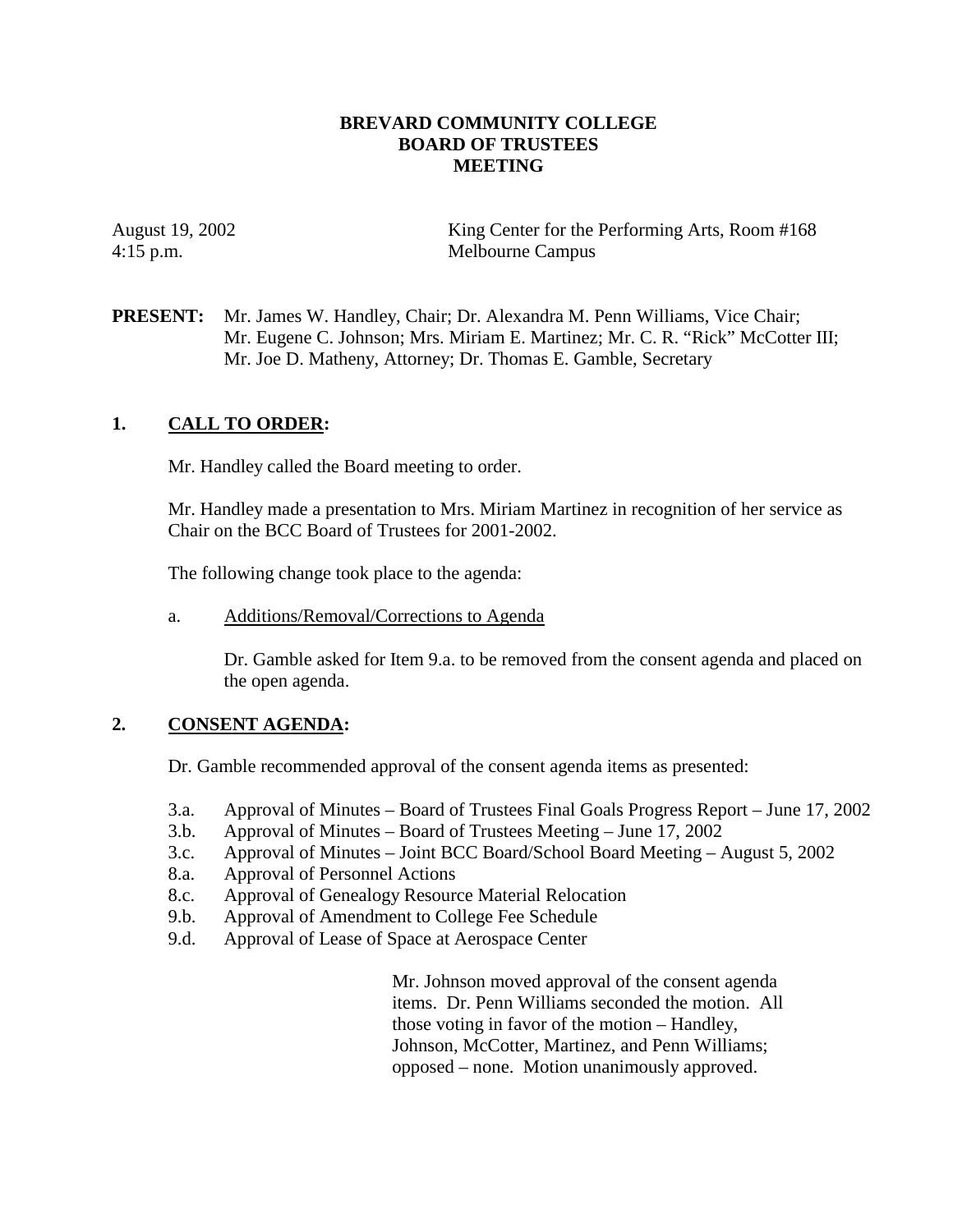**BREVARD COMMUNITY COLLEGE**
**BOARD OF TRUSTEES**
**MEETING**

August 19, 2002
4:15 p.m.

King Center for the Performing Arts, Room #168
Melbourne Campus

**PRESENT:** Mr. James W. Handley, Chair; Dr. Alexandra M. Penn Williams, Vice Chair; Mr. Eugene C. Johnson; Mrs. Miriam E. Martinez; Mr. C. R. "Rick" McCotter III; Mr. Joe D. Matheny, Attorney; Dr. Thomas E. Gamble, Secretary

## 1. CALL TO ORDER:

Mr. Handley called the Board meeting to order.

Mr. Handley made a presentation to Mrs. Miriam Martinez in recognition of her service as Chair on the BCC Board of Trustees for 2001-2002.

The following change took place to the agenda:

a. Additions/Removal/Corrections to Agenda

Dr. Gamble asked for Item 9.a. to be removed from the consent agenda and placed on the open agenda.

## 2. CONSENT AGENDA:

Dr. Gamble recommended approval of the consent agenda items as presented:

- 3.a. Approval of Minutes – Board of Trustees Final Goals Progress Report – June 17, 2002
- 3.b. Approval of Minutes – Board of Trustees Meeting – June 17, 2002
- 3.c. Approval of Minutes – Joint BCC Board/School Board Meeting – August 5, 2002
- 8.a. Approval of Personnel Actions
- 8.c. Approval of Genealogy Resource Material Relocation
- 9.b. Approval of Amendment to College Fee Schedule
- 9.d. Approval of Lease of Space at Aerospace Center

Mr. Johnson moved approval of the consent agenda items. Dr. Penn Williams seconded the motion. All those voting in favor of the motion – Handley, Johnson, McCotter, Martinez, and Penn Williams; opposed – none. Motion unanimously approved.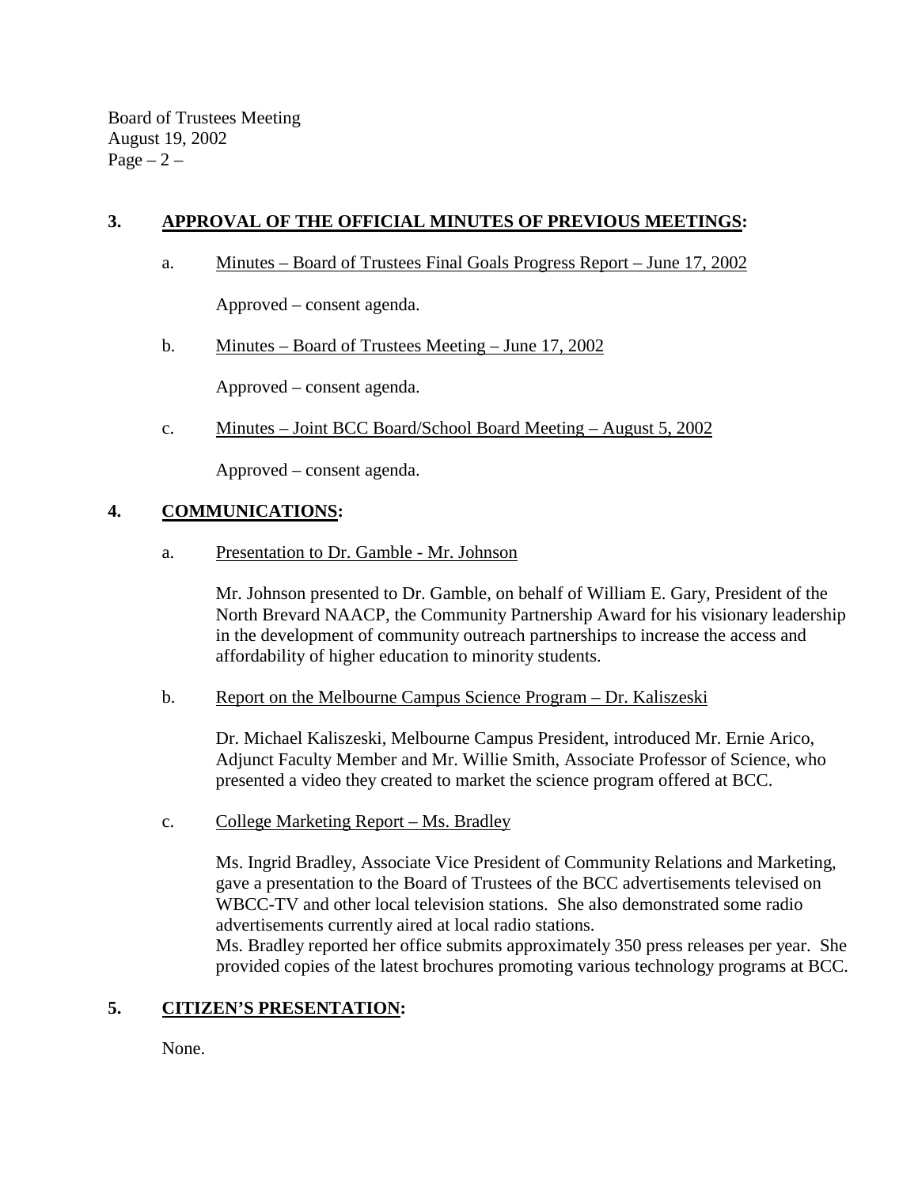## 3. **APPROVAL OF THE OFFICIAL MINUTES OF PREVIOUS MEETINGS:**

a. Minutes – Board of Trustees Final Goals Progress Report – June 17, 2002

Approved – consent agenda.

b. Minutes – Board of Trustees Meeting – June 17, 2002

Approved – consent agenda.

c. Minutes – Joint BCC Board/School Board Meeting – August 5, 2002

Approved – consent agenda.

## 4. **COMMUNICATIONS:**

a. Presentation to Dr. Gamble - Mr. Johnson

Mr. Johnson presented to Dr. Gamble, on behalf of William E. Gary, President of the North Brevard NAACP, the Community Partnership Award for his visionary leadership in the development of community outreach partnerships to increase the access and affordability of higher education to minority students.

b. Report on the Melbourne Campus Science Program – Dr. Kaliszeski

Dr. Michael Kaliszeski, Melbourne Campus President, introduced Mr. Ernie Arico, Adjunct Faculty Member and Mr. Willie Smith, Associate Professor of Science, who presented a video they created to market the science program offered at BCC.

c. College Marketing Report – Ms. Bradley

Ms. Ingrid Bradley, Associate Vice President of Community Relations and Marketing, gave a presentation to the Board of Trustees of the BCC advertisements televised on WBCC-TV and other local television stations. She also demonstrated some radio advertisements currently aired at local radio stations.
Ms. Bradley reported her office submits approximately 350 press releases per year. She provided copies of the latest brochures promoting various technology programs at BCC.

## 5. **CITIZEN'S PRESENTATION:**

None.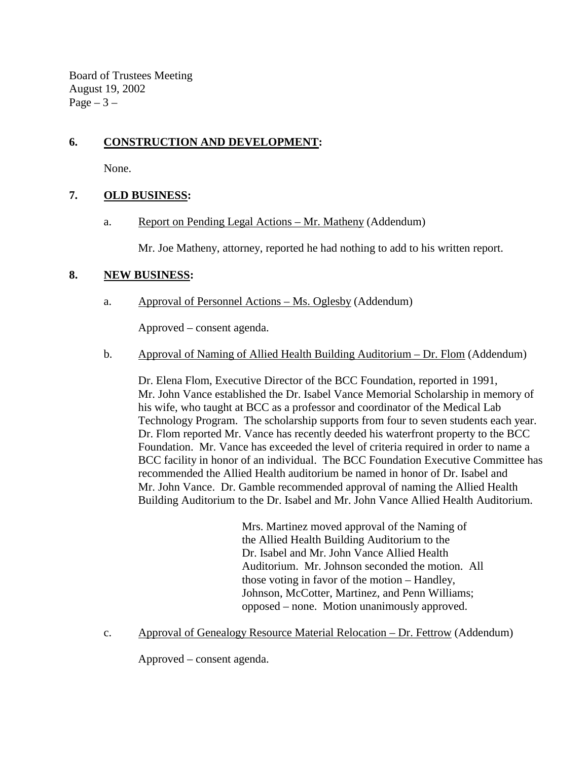## 6. CONSTRUCTION AND DEVELOPMENT:

None.

## 7. OLD BUSINESS:

a. Report on Pending Legal Actions – Mr. Matheny (Addendum)

Mr. Joe Matheny, attorney, reported he had nothing to add to his written report.

## 8. NEW BUSINESS:

a. Approval of Personnel Actions – Ms. Oglesby (Addendum)

Approved – consent agenda.

b. Approval of Naming of Allied Health Building Auditorium – Dr. Flom (Addendum)

Dr. Elena Flom, Executive Director of the BCC Foundation, reported in 1991, Mr. John Vance established the Dr. Isabel Vance Memorial Scholarship in memory of his wife, who taught at BCC as a professor and coordinator of the Medical Lab Technology Program. The scholarship supports from four to seven students each year. Dr. Flom reported Mr. Vance has recently deeded his waterfront property to the BCC Foundation. Mr. Vance has exceeded the level of criteria required in order to name a BCC facility in honor of an individual. The BCC Foundation Executive Committee has recommended the Allied Health auditorium be named in honor of Dr. Isabel and Mr. John Vance. Dr. Gamble recommended approval of naming the Allied Health Building Auditorium to the Dr. Isabel and Mr. John Vance Allied Health Auditorium.

> Mrs. Martinez moved approval of the Naming of the Allied Health Building Auditorium to the Dr. Isabel and Mr. John Vance Allied Health Auditorium. Mr. Johnson seconded the motion. All those voting in favor of the motion – Handley, Johnson, McCotter, Martinez, and Penn Williams; opposed – none. Motion unanimously approved.

c. Approval of Genealogy Resource Material Relocation – Dr. Fettrow (Addendum)

Approved – consent agenda.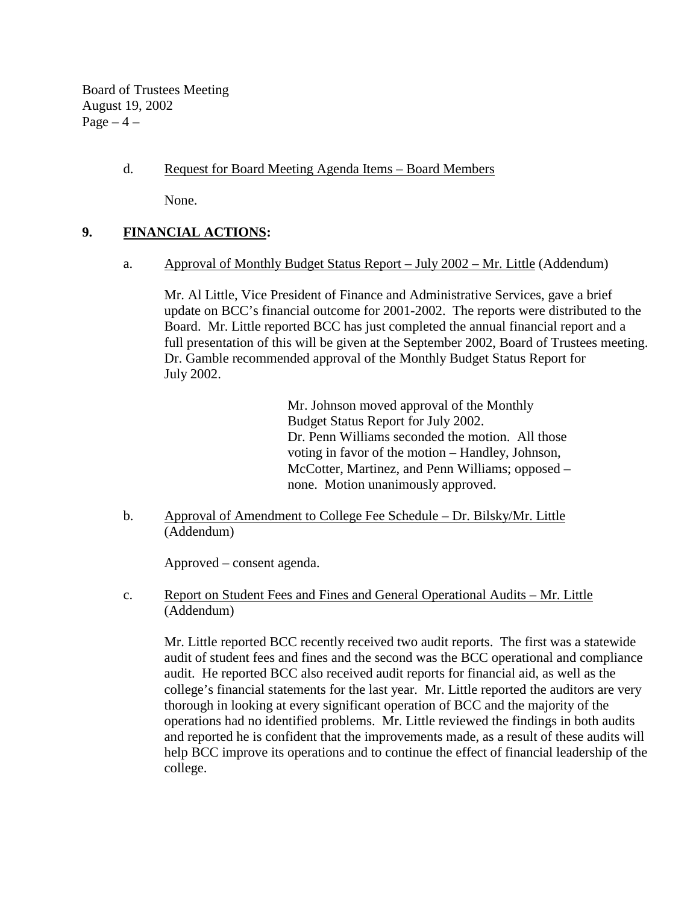d. Request for Board Meeting Agenda Items – Board Members

None.

## 9. FINANCIAL ACTIONS:

a. Approval of Monthly Budget Status Report – July 2002 – Mr. Little (Addendum)

Mr. Al Little, Vice President of Finance and Administrative Services, gave a brief update on BCC's financial outcome for 2001-2002. The reports were distributed to the Board. Mr. Little reported BCC has just completed the annual financial report and a full presentation of this will be given at the September 2002, Board of Trustees meeting. Dr. Gamble recommended approval of the Monthly Budget Status Report for July 2002.

> Mr. Johnson moved approval of the Monthly Budget Status Report for July 2002. Dr. Penn Williams seconded the motion. All those voting in favor of the motion – Handley, Johnson, McCotter, Martinez, and Penn Williams; opposed – none. Motion unanimously approved.

b. Approval of Amendment to College Fee Schedule – Dr. Bilsky/Mr. Little (Addendum)

Approved – consent agenda.

c. Report on Student Fees and Fines and General Operational Audits – Mr. Little (Addendum)

Mr. Little reported BCC recently received two audit reports. The first was a statewide audit of student fees and fines and the second was the BCC operational and compliance audit. He reported BCC also received audit reports for financial aid, as well as the college's financial statements for the last year. Mr. Little reported the auditors are very thorough in looking at every significant operation of BCC and the majority of the operations had no identified problems. Mr. Little reviewed the findings in both audits and reported he is confident that the improvements made, as a result of these audits will help BCC improve its operations and to continue the effect of financial leadership of the college.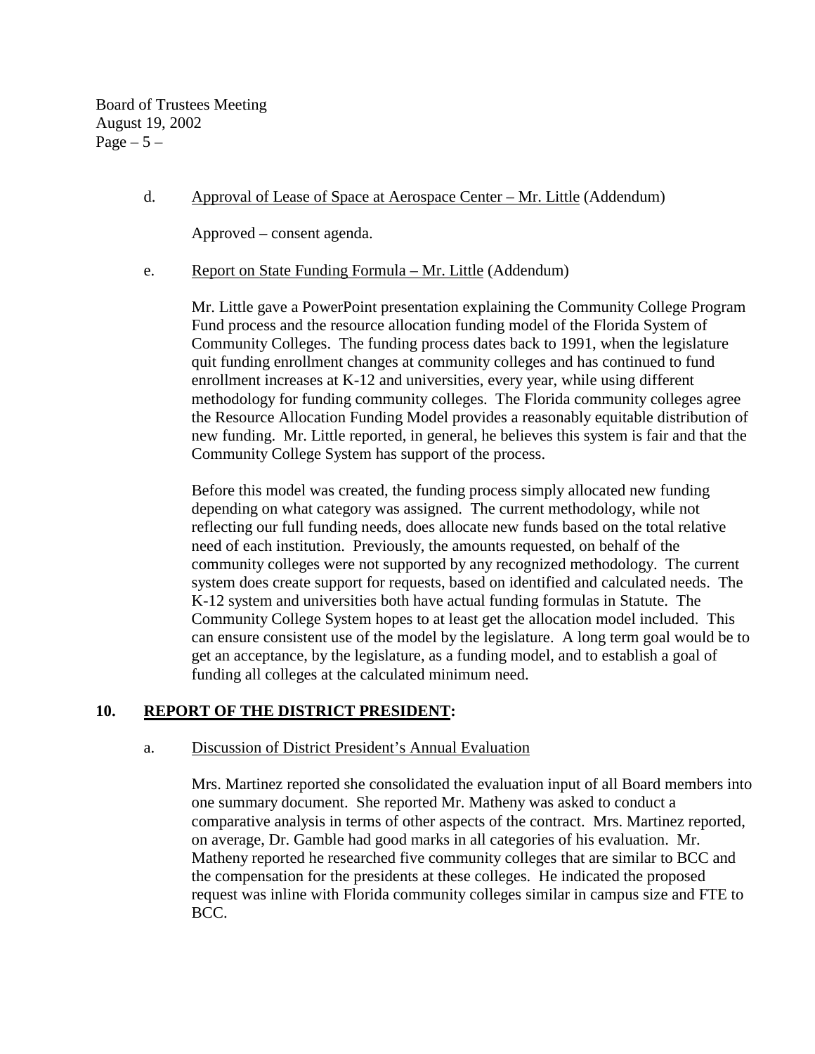d. Approval of Lease of Space at Aerospace Center – Mr. Little (Addendum)

Approved – consent agenda.

e. Report on State Funding Formula – Mr. Little (Addendum)

Mr. Little gave a PowerPoint presentation explaining the Community College Program Fund process and the resource allocation funding model of the Florida System of Community Colleges. The funding process dates back to 1991, when the legislature quit funding enrollment changes at community colleges and has continued to fund enrollment increases at K-12 and universities, every year, while using different methodology for funding community colleges. The Florida community colleges agree the Resource Allocation Funding Model provides a reasonably equitable distribution of new funding. Mr. Little reported, in general, he believes this system is fair and that the Community College System has support of the process.

Before this model was created, the funding process simply allocated new funding depending on what category was assigned. The current methodology, while not reflecting our full funding needs, does allocate new funds based on the total relative need of each institution. Previously, the amounts requested, on behalf of the community colleges were not supported by any recognized methodology. The current system does create support for requests, based on identified and calculated needs. The K-12 system and universities both have actual funding formulas in Statute. The Community College System hopes to at least get the allocation model included. This can ensure consistent use of the model by the legislature. A long term goal would be to get an acceptance, by the legislature, as a funding model, and to establish a goal of funding all colleges at the calculated minimum need.

## 10. REPORT OF THE DISTRICT PRESIDENT:

a. Discussion of District President's Annual Evaluation

Mrs. Martinez reported she consolidated the evaluation input of all Board members into one summary document. She reported Mr. Matheny was asked to conduct a comparative analysis in terms of other aspects of the contract. Mrs. Martinez reported, on average, Dr. Gamble had good marks in all categories of his evaluation. Mr. Matheny reported he researched five community colleges that are similar to BCC and the compensation for the presidents at these colleges. He indicated the proposed request was inline with Florida community colleges similar in campus size and FTE to BCC.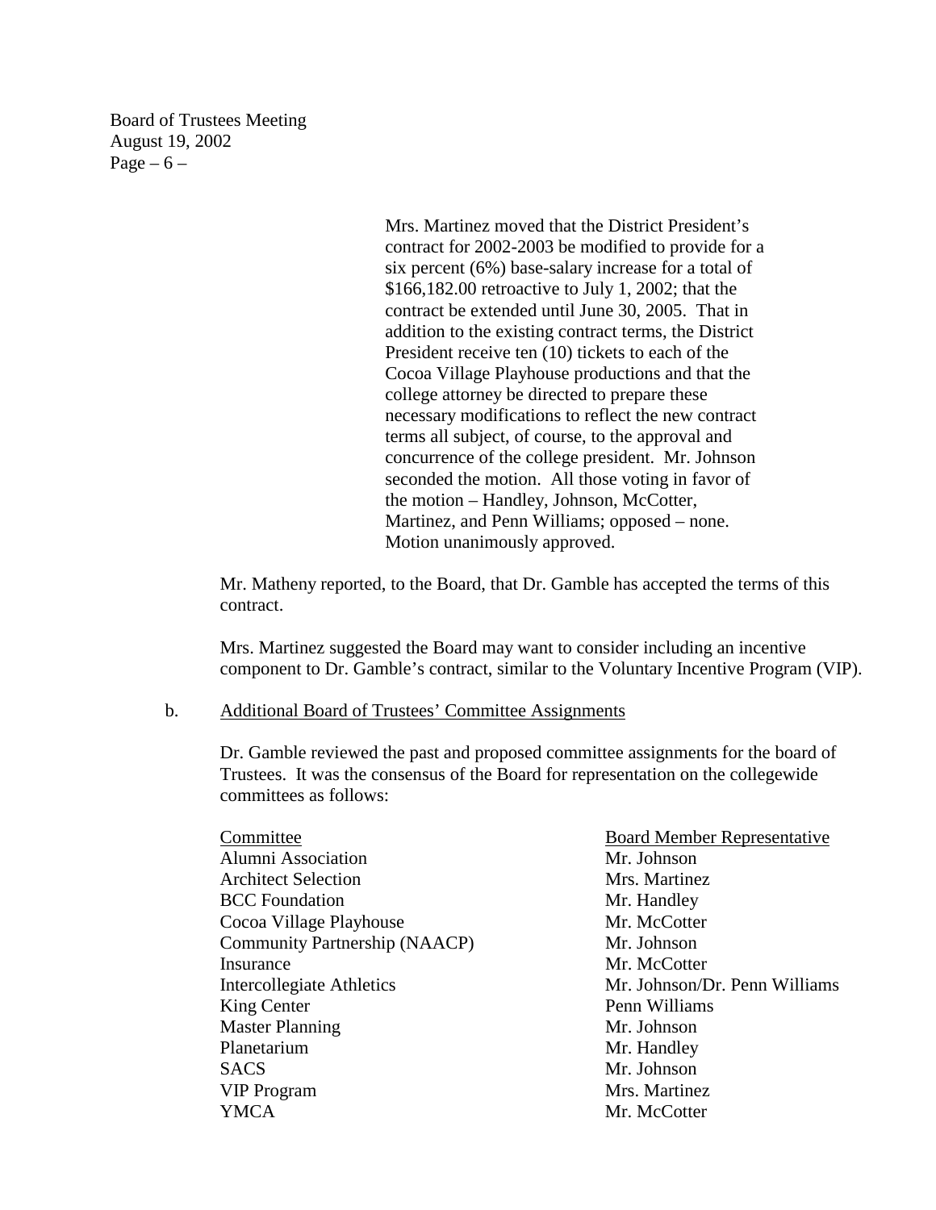Mrs. Martinez moved that the District President's contract for 2002-2003 be modified to provide for a six percent (6%) base-salary increase for a total of $166,182.00 retroactive to July 1, 2002; that the contract be extended until June 30, 2005. That in addition to the existing contract terms, the District President receive ten (10) tickets to each of the Cocoa Village Playhouse productions and that the college attorney be directed to prepare these necessary modifications to reflect the new contract terms all subject, of course, to the approval and concurrence of the college president. Mr. Johnson seconded the motion. All those voting in favor of the motion – Handley, Johnson, McCotter, Martinez, and Penn Williams; opposed – none. Motion unanimously approved.

Mr. Matheny reported, to the Board, that Dr. Gamble has accepted the terms of this contract.

Mrs. Martinez suggested the Board may want to consider including an incentive component to Dr. Gamble's contract, similar to the Voluntary Incentive Program (VIP).

b. Additional Board of Trustees' Committee Assignments

Dr. Gamble reviewed the past and proposed committee assignments for the board of Trustees. It was the consensus of the Board for representation on the collegewide committees as follows:

| Committee | Board Member Representative |
|---|---|
| Alumni Association | Mr. Johnson |
| Architect Selection | Mrs. Martinez |
| BCC Foundation | Mr. Handley |
| Cocoa Village Playhouse | Mr. McCotter |
| Community Partnership (NAACP) | Mr. Johnson |
| Insurance | Mr. McCotter |
| Intercollegiate Athletics | Mr. Johnson/Dr. Penn Williams |
| King Center | Penn Williams |
| Master Planning | Mr. Johnson |
| Planetarium | Mr. Handley |
| SACS | Mr. Johnson |
| VIP Program | Mrs. Martinez |
| YMCA | Mr. McCotter |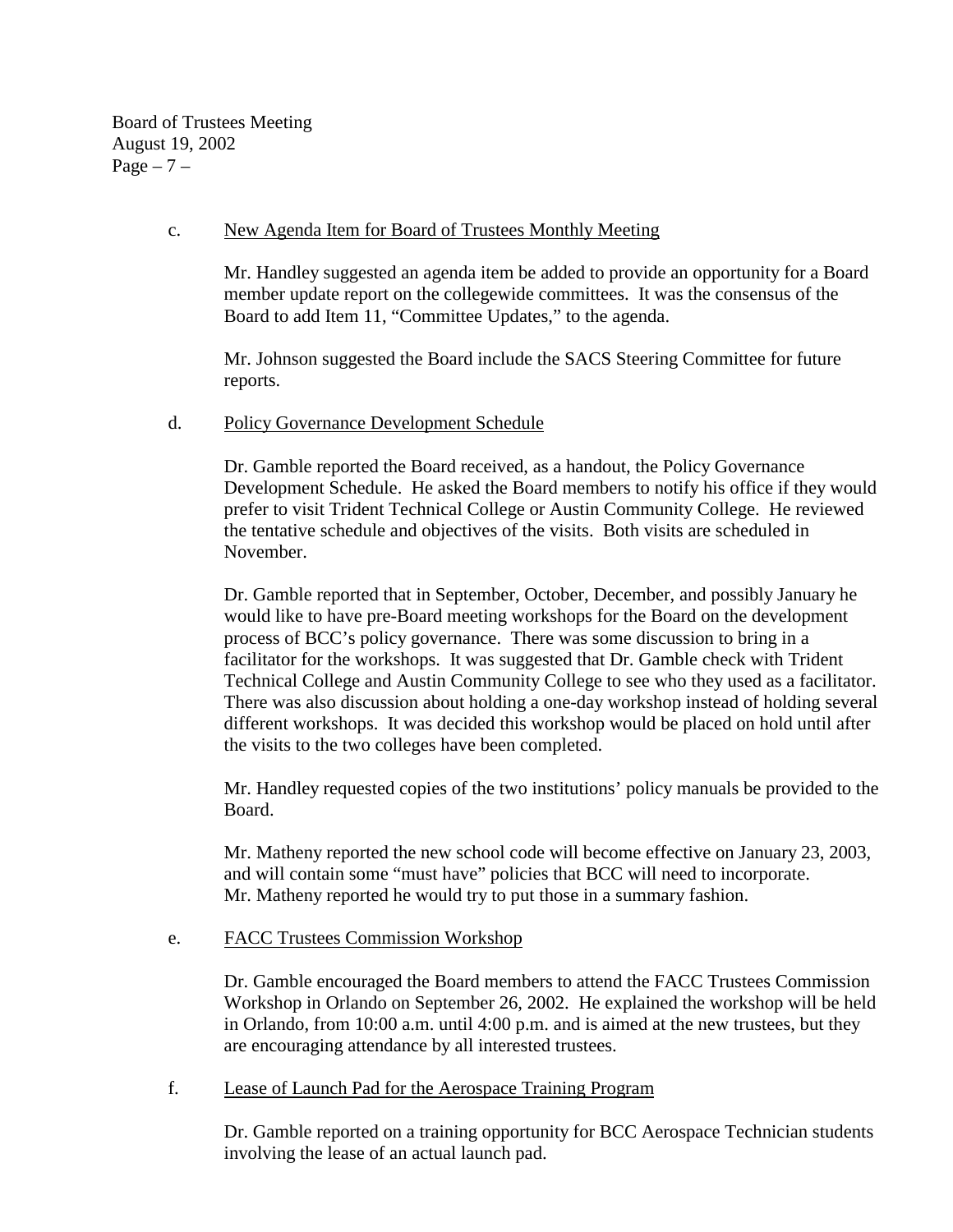c. <u>New Agenda Item for Board of Trustees Monthly Meeting</u>

Mr. Handley suggested an agenda item be added to provide an opportunity for a Board member update report on the collegewide committees. It was the consensus of the Board to add Item 11, "Committee Updates," to the agenda.

Mr. Johnson suggested the Board include the SACS Steering Committee for future reports.

d. <u>Policy Governance Development Schedule</u>

Dr. Gamble reported the Board received, as a handout, the Policy Governance Development Schedule. He asked the Board members to notify his office if they would prefer to visit Trident Technical College or Austin Community College. He reviewed the tentative schedule and objectives of the visits. Both visits are scheduled in November.

Dr. Gamble reported that in September, October, December, and possibly January he would like to have pre-Board meeting workshops for the Board on the development process of BCC's policy governance. There was some discussion to bring in a facilitator for the workshops. It was suggested that Dr. Gamble check with Trident Technical College and Austin Community College to see who they used as a facilitator. There was also discussion about holding a one-day workshop instead of holding several different workshops. It was decided this workshop would be placed on hold until after the visits to the two colleges have been completed.

Mr. Handley requested copies of the two institutions' policy manuals be provided to the Board.

Mr. Matheny reported the new school code will become effective on January 23, 2003, and will contain some "must have" policies that BCC will need to incorporate. Mr. Matheny reported he would try to put those in a summary fashion.

e. <u>FACC Trustees Commission Workshop</u>

Dr. Gamble encouraged the Board members to attend the FACC Trustees Commission Workshop in Orlando on September 26, 2002. He explained the workshop will be held in Orlando, from 10:00 a.m. until 4:00 p.m. and is aimed at the new trustees, but they are encouraging attendance by all interested trustees.

f. <u>Lease of Launch Pad for the Aerospace Training Program</u>

Dr. Gamble reported on a training opportunity for BCC Aerospace Technician students involving the lease of an actual launch pad.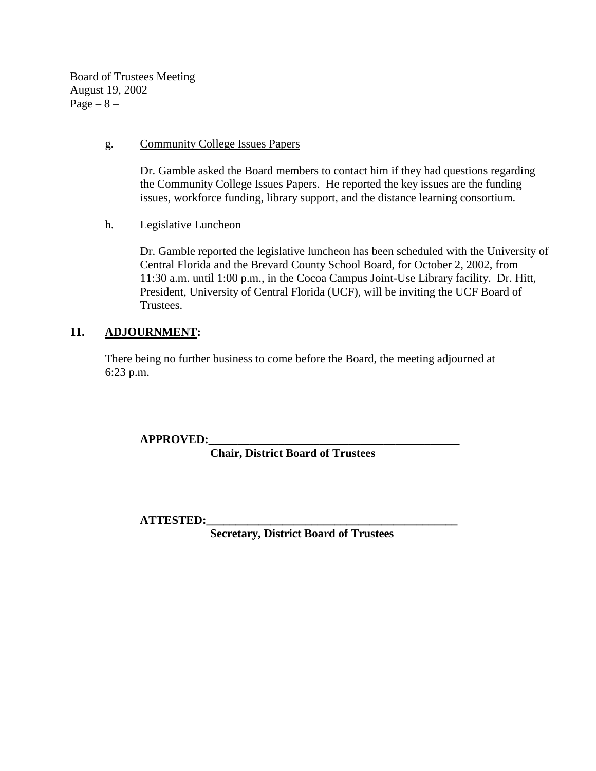g. <u>Community College Issues Papers</u>

Dr. Gamble asked the Board members to contact him if they had questions regarding the Community College Issues Papers. He reported the key issues are the funding issues, workforce funding, library support, and the distance learning consortium.

h. <u>Legislative Luncheon</u>

Dr. Gamble reported the legislative luncheon has been scheduled with the University of Central Florida and the Brevard County School Board, for October 2, 2002, from 11:30 a.m. until 1:00 p.m., in the Cocoa Campus Joint-Use Library facility. Dr. Hitt, President, University of Central Florida (UCF), will be inviting the UCF Board of Trustees.

**11. ADJOURNMENT:**

There being no further business to come before the Board, the meeting adjourned at 6:23 p.m.

**APPROVED:\_\_\_\_\_\_\_\_\_\_\_\_\_\_\_\_\_\_\_\_\_\_\_\_\_\_\_\_\_\_\_\_\_\_\_\_\_\_\_\_\_\_\_\_**
**Chair, District Board of Trustees**

**ATTESTED:\_\_\_\_\_\_\_\_\_\_\_\_\_\_\_\_\_\_\_\_\_\_\_\_\_\_\_\_\_\_\_\_\_\_\_\_\_\_\_\_\_\_\_\_**
**Secretary, District Board of Trustees**